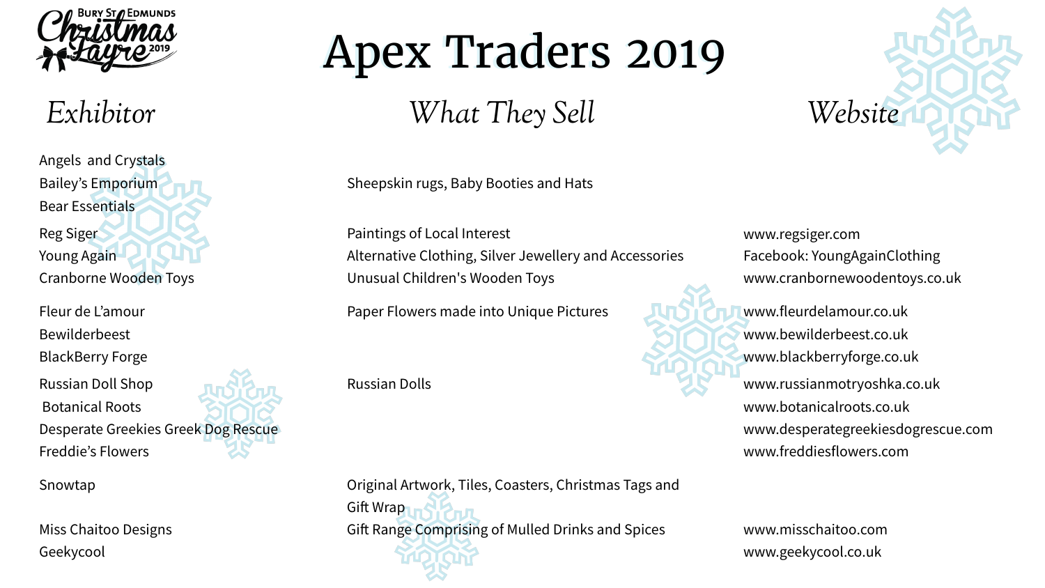# Apex Traders 2019

| Exhibitor | What They Sell | Website |
| --- | --- | --- |
| Angels and Crystals | | |
| Bailey's Emporium | Sheepskin rugs, Baby Booties and Hats | |
| Bear Essentials | | |
| Reg Siger | Paintings of Local Interest | www.regsiger.com |
| Young Again | Alternative Clothing, Silver Jewellery and Accessories | Facebook: YoungAgainClothing |
| Cranborne Wooden Toys | Unusual Children's Wooden Toys | www.cranbornewoodentoys.co.uk |
| Fleur de L'amour | Paper Flowers made into Unique Pictures | www.fleurdelamour.co.uk |
| Bewilderbeest | | www.bewilderbeest.co.uk |
| BlackBerry Forge | | www.blackberryforge.co.uk |
| Russian Doll Shop | Russian Dolls | www.russianmotryoshka.co.uk |
| Botanical Roots | | www.botanicalroots.co.uk |
| Desperate Greekies Greek Dog Rescue | | www.desperategreekiesdogrescue.com |
| Freddie's Flowers | | www.freddiesflowers.com |
| Snowtap | Original Artwork, Tiles, Coasters, Christmas Tags and Gift Wrap | |
| Miss Chaitoo Designs | Gift Range Comprising of Mulled Drinks and Spices | www.misschaitoo.com |
| Geekycool | | www.geekycool.co.uk |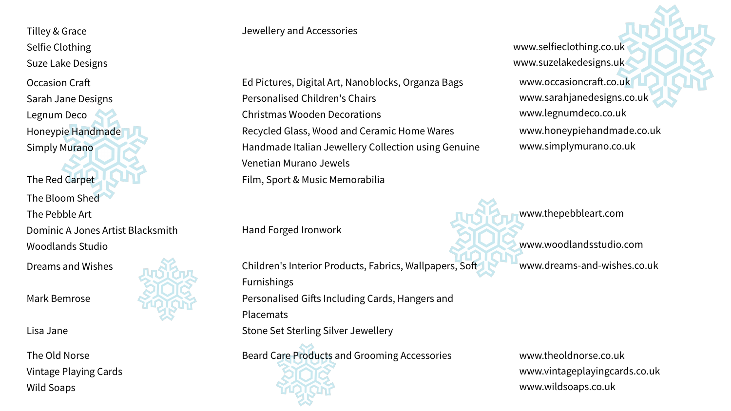| | | |
|---|---|---|
| Tilley & Grace | Jewellery and Accessories | |
| Selfie Clothing | | www.selfieclothing.co.uk |
| Suze Lake Designs | | www.suzelakedesigns.uk |
| Occasion Craft | Ed Pictures, Digital Art, Nanoblocks, Organza Bags | www.occasioncraft.co.uk |
| Sarah Jane Designs | Personalised Children's Chairs | www.sarahjanedesigns.co.uk |
| Legnum Deco | Christmas Wooden Decorations | www.legnumdeco.co.uk |
| Honeypie Handmade | Recycled Glass, Wood and Ceramic Home Wares | www.honeypiehandmade.co.uk |
| Simply Murano | Handmade Italian Jewellery Collection using Genuine Venetian Murano Jewels | www.simplymurano.co.uk |
| The Red Carpet | Film, Sport & Music Memorabilia | |
| The Bloom Shed | | |
| The Pebble Art | | www.thepebbleart.com |
| Dominic A Jones Artist Blacksmith | Hand Forged Ironwork | |
| Woodlands Studio | | www.woodlandsstudio.com |
| Dreams and Wishes | Children's Interior Products, Fabrics, Wallpapers, Soft Furnishings | www.dreams-and-wishes.co.uk |
| Mark Bemrose | Personalised Gifts Including Cards, Hangers and Placemats | |
| Lisa Jane | Stone Set Sterling Silver Jewellery | |
| The Old Norse | Beard Care Products and Grooming Accessories | www.theoldnorse.co.uk |
| Vintage Playing Cards | | www.vintageplayingcards.co.uk |
| Wild Soaps | | www.wildsoaps.co.uk |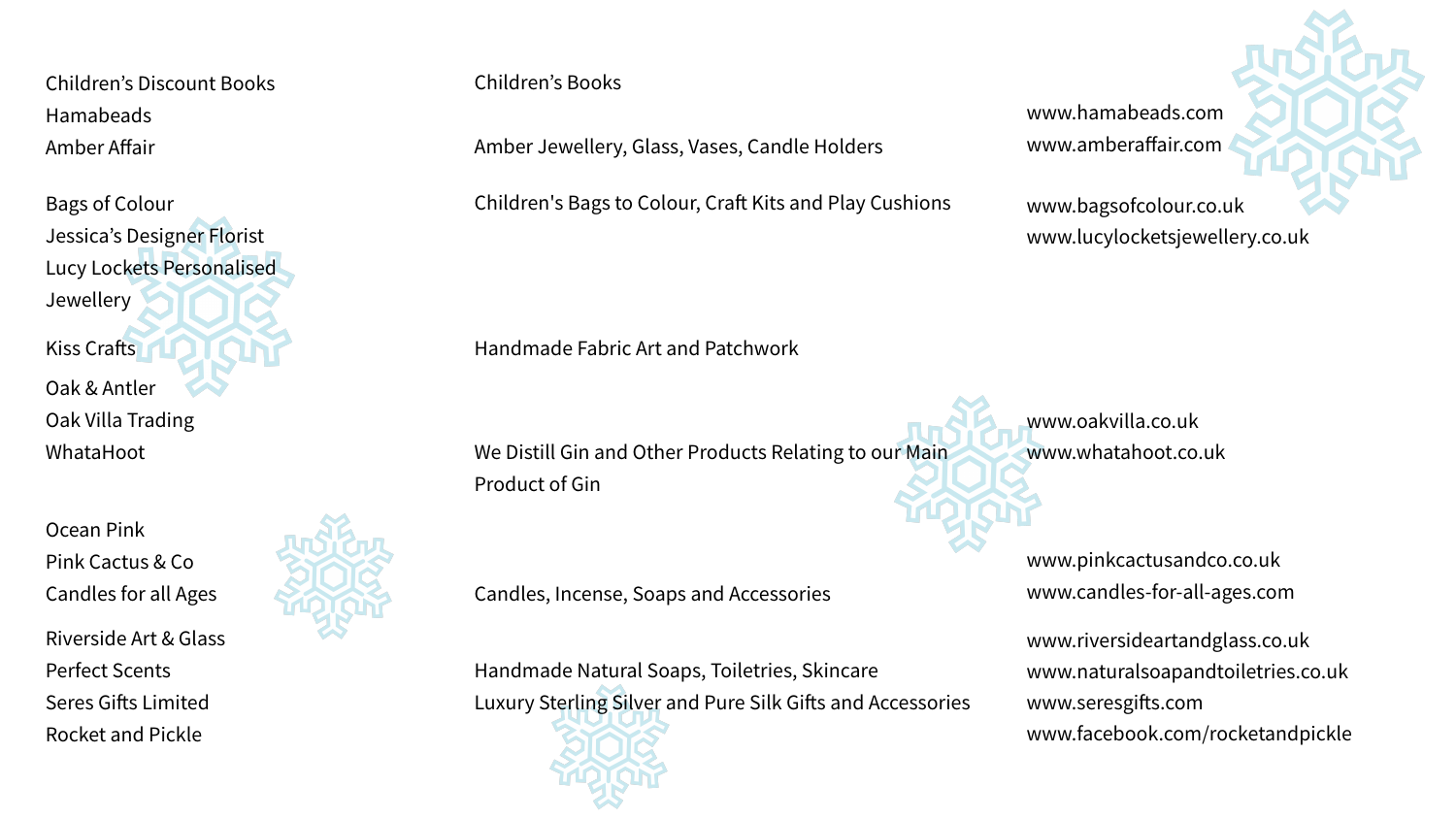| | | |
|---|---|---|
| Children's Discount Books | Children's Books | |
| Hamabeads | | www.hamabeads.com |
| Amber Affair | Amber Jewellery, Glass, Vases, Candle Holders | www.amberaffair.com |
| Bags of Colour | Children's Bags to Colour, Craft Kits and Play Cushions | www.bagsofcolour.co.uk |
| Jessica's Designer Florist | | |
| Lucy Lockets Personalised Jewellery | | www.lucylocketsjewellery.co.uk |
| Kiss Crafts | Handmade Fabric Art and Patchwork | |
| Oak & Antler | | |
| Oak Villa Trading | | www.oakvilla.co.uk |
| WhataHoot | We Distill Gin and Other Products Relating to our Main Product of Gin | www.whatahoot.co.uk |
| Ocean Pink | | |
| Pink Cactus & Co | | www.pinkcactusandco.co.uk |
| Candles for all Ages | Candles, Incense, Soaps and Accessories | www.candles-for-all-ages.com |
| Riverside Art & Glass | | www.riversideartandglass.co.uk |
| Perfect Scents | Handmade Natural Soaps, Toiletries, Skincare | www.naturalsoapandtoiletries.co.uk |
| Seres Gifts Limited | Luxury Sterling Silver and Pure Silk Gifts and Accessories | www.seresgifts.com |
| Rocket and Pickle | | www.facebook.com/rocketandpickle |